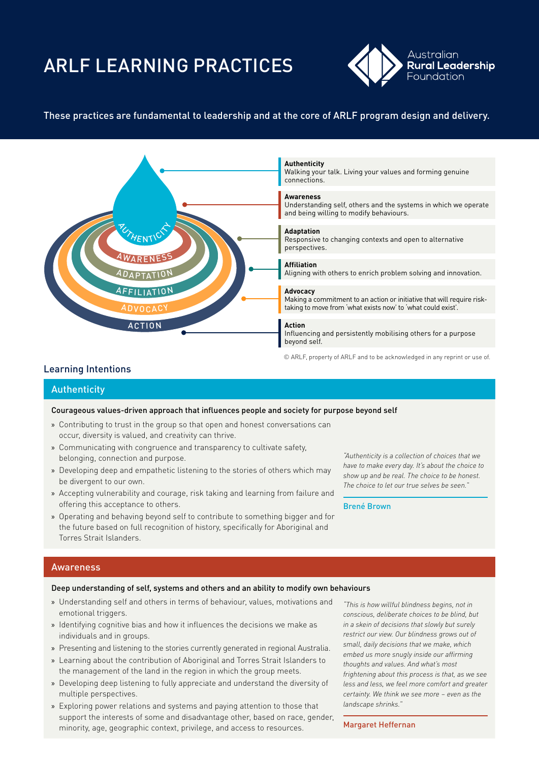# ARLF LEARNING PRACTICES

Australian **Rural Leadership** Foundation

These practices are fundamental to leadership and at the core of ARLF program design and delivery.

AUTHENTICITY
AWARENESS
ADAPTATION
AFFILIATION
ADVOCACY
ACTION

**Authenticity**
Walking your talk. Living your values and forming genuine connections.

**Awareness**
Understanding self, others and the systems in which we operate and being willing to modify behaviours.

**Adaptation**
Responsive to changing contexts and open to alternative perspectives.

**Affiliation**
Aligning with others to enrich problem solving and innovation.

**Advocacy**
Making a commitment to an action or initiative that will require risk-taking to move from 'what exists now' to 'what could exist'.

**Action**
Influencing and persistently mobilising others for a purpose beyond self.

© ARLF, property of ARLF and to be acknowledged in any reprint or use of.

## Learning Intentions

### Authenticity

**Courageous values-driven approach that influences people and society for purpose beyond self**

- Contributing to trust in the group so that open and honest conversations can occur, diversity is valued, and creativity can thrive.
- Communicating with congruence and transparency to cultivate safety, belonging, connection and purpose.
- Developing deep and empathetic listening to the stories of others which may be divergent to our own.
- Accepting vulnerability and courage, risk taking and learning from failure and offering this acceptance to others.
- Operating and behaving beyond self to contribute to something bigger and for the future based on full recognition of history, specifically for Aboriginal and Torres Strait Islanders.

*"Authenticity is a collection of choices that we have to make every day. It's about the choice to show up and be real. The choice to be honest. The choice to let our true selves be seen."*

Brené Brown

### Awareness

**Deep understanding of self, systems and others and an ability to modify own behaviours**

- Understanding self and others in terms of behaviour, values, motivations and emotional triggers.
- Identifying cognitive bias and how it influences the decisions we make as individuals and in groups.
- Presenting and listening to the stories currently generated in regional Australia.
- Learning about the contribution of Aboriginal and Torres Strait Islanders to the management of the land in the region in which the group meets.
- Developing deep listening to fully appreciate and understand the diversity of multiple perspectives.
- Exploring power relations and systems and paying attention to those that support the interests of some and disadvantage other, based on race, gender, minority, age, geographic context, privilege, and access to resources.

*"This is how willful blindness begins, not in conscious, deliberate choices to be blind, but in a skein of decisions that slowly but surely restrict our view. Our blindness grows out of small, daily decisions that we make, which embed us more snugly inside our affirming thoughts and values. And what's most frightening about this process is that, as we see less and less, we feel more comfort and greater certainty. We think we see more – even as the landscape shrinks."*

Margaret Heffernan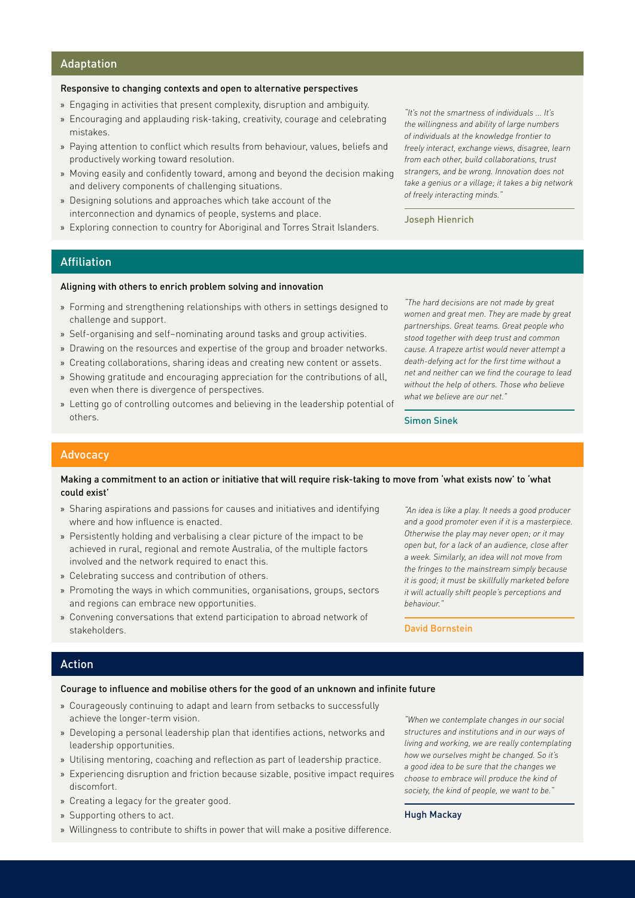## Adaptation

**Responsive to changing contexts and open to alternative perspectives**

- Engaging in activities that present complexity, disruption and ambiguity.
- Encouraging and applauding risk-taking, creativity, courage and celebrating mistakes.
- Paying attention to conflict which results from behaviour, values, beliefs and productively working toward resolution.
- Moving easily and confidently toward, among and beyond the decision making and delivery components of challenging situations.
- Designing solutions and approaches which take account of the interconnection and dynamics of people, systems and place.
- Exploring connection to country for Aboriginal and Torres Strait Islanders.

*"It's not the smartness of individuals ... It's the willingness and ability of large numbers of individuals at the knowledge frontier to freely interact, exchange views, disagree, learn from each other, build collaborations, trust strangers, and be wrong. Innovation does not take a genius or a village; it takes a big network of freely interacting minds."*

Joseph Hienrich

## Affiliation

**Aligning with others to enrich problem solving and innovation**

- Forming and strengthening relationships with others in settings designed to challenge and support.
- Self-organising and self–nominating around tasks and group activities.
- Drawing on the resources and expertise of the group and broader networks.
- Creating collaborations, sharing ideas and creating new content or assets.
- Showing gratitude and encouraging appreciation for the contributions of all, even when there is divergence of perspectives.
- Letting go of controlling outcomes and believing in the leadership potential of others.

*"The hard decisions are not made by great women and great men. They are made by great partnerships. Great teams. Great people who stood together with deep trust and common cause. A trapeze artist would never attempt a death-defying act for the first time without a net and neither can we find the courage to lead without the help of others. Those who believe what we believe are our net."*

Simon Sinek

## Advocacy

**Making a commitment to an action or initiative that will require risk-taking to move from 'what exists now' to 'what could exist'**

- Sharing aspirations and passions for causes and initiatives and identifying where and how influence is enacted.
- Persistently holding and verbalising a clear picture of the impact to be achieved in rural, regional and remote Australia, of the multiple factors involved and the network required to enact this.
- Celebrating success and contribution of others.
- Promoting the ways in which communities, organisations, groups, sectors and regions can embrace new opportunities.
- Convening conversations that extend participation to abroad network of stakeholders.

*"An idea is like a play. It needs a good producer and a good promoter even if it is a masterpiece. Otherwise the play may never open; or it may open but, for a lack of an audience, close after a week. Similarly, an idea will not move from the fringes to the mainstream simply because it is good; it must be skillfully marketed before it will actually shift people's perceptions and behaviour."*

David Bornstein

## Action

**Courage to influence and mobilise others for the good of an unknown and infinite future**

- Courageously continuing to adapt and learn from setbacks to successfully achieve the longer-term vision.
- Developing a personal leadership plan that identifies actions, networks and leadership opportunities.
- Utilising mentoring, coaching and reflection as part of leadership practice.
- Experiencing disruption and friction because sizable, positive impact requires discomfort.
- Creating a legacy for the greater good.
- Supporting others to act.
- Willingness to contribute to shifts in power that will make a positive difference.

*"When we contemplate changes in our social structures and institutions and in our ways of living and working, we are really contemplating how we ourselves might be changed. So it's a good idea to be sure that the changes we choose to embrace will produce the kind of society, the kind of people, we want to be."*

Hugh Mackay